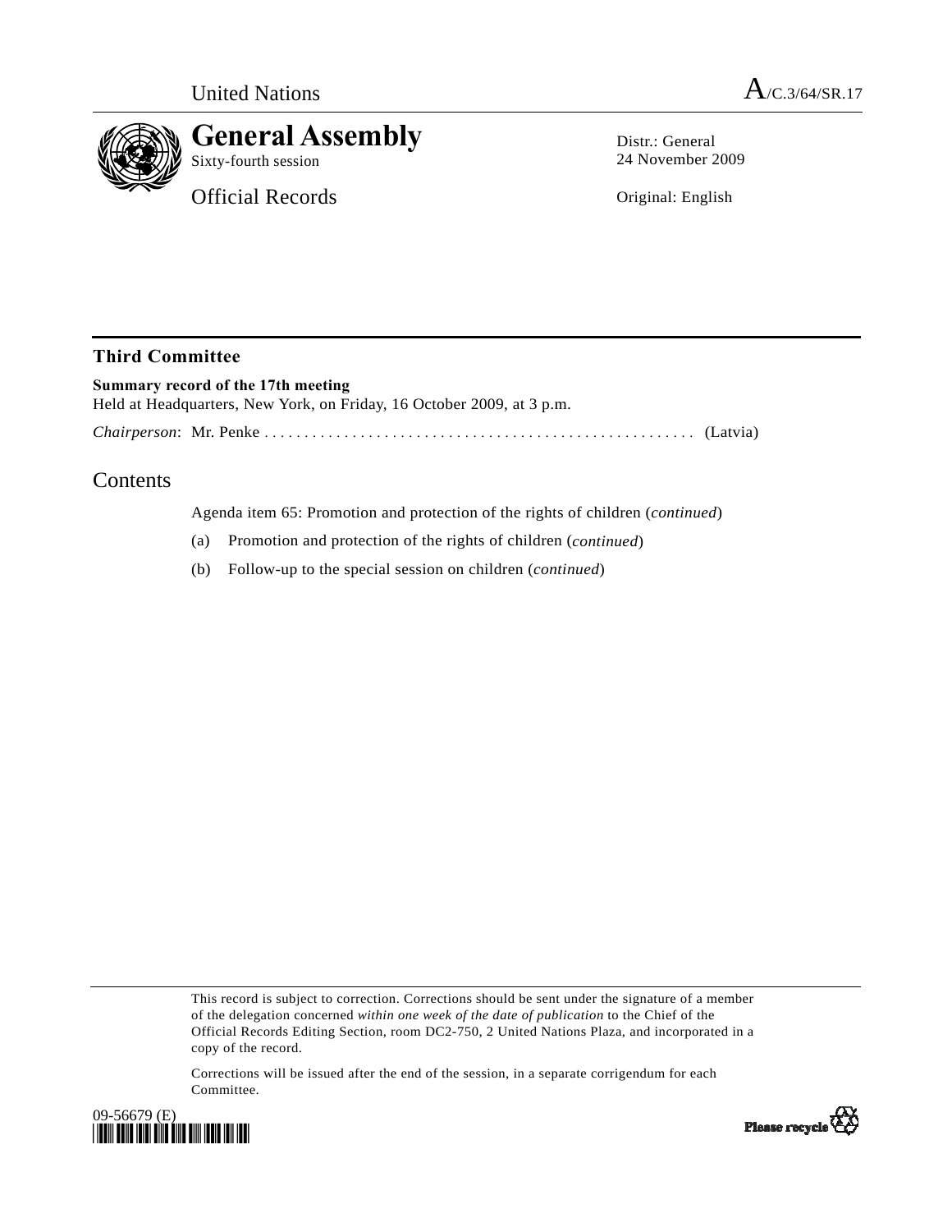United Nations A/C.3/64/SR.17

# General Assembly

Sixty-fourth session

Official Records

Distr.: General
24 November 2009

Original: English

## Third Committee

**Summary record of the 17th meeting**
Held at Headquarters, New York, on Friday, 16 October 2009, at 3 p.m.

*Chairperson*: Mr. Penke ........................................................ (Latvia)

## Contents

Agenda item 65: Promotion and protection of the rights of children (*continued*)

(a) Promotion and protection of the rights of children (*continued*)

(b) Follow-up to the special session on children (*continued*)

This record is subject to correction. Corrections should be sent under the signature of a member of the delegation concerned *within one week of the date of publication* to the Chief of the Official Records Editing Section, room DC2-750, 2 United Nations Plaza, and incorporated in a copy of the record.

Corrections will be issued after the end of the session, in a separate corrigendum for each Committee.

09-56679 (E)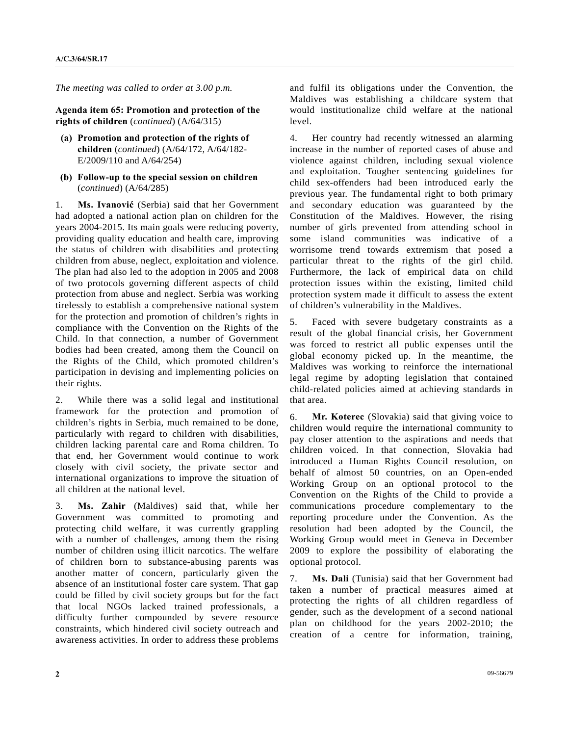*The meeting was called to order at 3.00 p.m.*

**Agenda item 65: Promotion and protection of the rights of children** (*continued*) (A/64/315)

(a) **Promotion and protection of the rights of children** (*continued*) (A/64/172, A/64/182-E/2009/110 and A/64/254)

(b) **Follow-up to the special session on children** (*continued*) (A/64/285)

1. **Ms. Ivanović** (Serbia) said that her Government had adopted a national action plan on children for the years 2004-2015. Its main goals were reducing poverty, providing quality education and health care, improving the status of children with disabilities and protecting children from abuse, neglect, exploitation and violence. The plan had also led to the adoption in 2005 and 2008 of two protocols governing different aspects of child protection from abuse and neglect. Serbia was working tirelessly to establish a comprehensive national system for the protection and promotion of children's rights in compliance with the Convention on the Rights of the Child. In that connection, a number of Government bodies had been created, among them the Council on the Rights of the Child, which promoted children's participation in devising and implementing policies on their rights.

2. While there was a solid legal and institutional framework for the protection and promotion of children's rights in Serbia, much remained to be done, particularly with regard to children with disabilities, children lacking parental care and Roma children. To that end, her Government would continue to work closely with civil society, the private sector and international organizations to improve the situation of all children at the national level.

3. **Ms. Zahir** (Maldives) said that, while her Government was committed to promoting and protecting child welfare, it was currently grappling with a number of challenges, among them the rising number of children using illicit narcotics. The welfare of children born to substance-abusing parents was another matter of concern, particularly given the absence of an institutional foster care system. That gap could be filled by civil society groups but for the fact that local NGOs lacked trained professionals, a difficulty further compounded by severe resource constraints, which hindered civil society outreach and awareness activities. In order to address these problems and fulfil its obligations under the Convention, the Maldives was establishing a childcare system that would institutionalize child welfare at the national level.

4. Her country had recently witnessed an alarming increase in the number of reported cases of abuse and violence against children, including sexual violence and exploitation. Tougher sentencing guidelines for child sex-offenders had been introduced early the previous year. The fundamental right to both primary and secondary education was guaranteed by the Constitution of the Maldives. However, the rising number of girls prevented from attending school in some island communities was indicative of a worrisome trend towards extremism that posed a particular threat to the rights of the girl child. Furthermore, the lack of empirical data on child protection issues within the existing, limited child protection system made it difficult to assess the extent of children's vulnerability in the Maldives.

5. Faced with severe budgetary constraints as a result of the global financial crisis, her Government was forced to restrict all public expenses until the global economy picked up. In the meantime, the Maldives was working to reinforce the international legal regime by adopting legislation that contained child-related policies aimed at achieving standards in that area.

6. **Mr. Koterec** (Slovakia) said that giving voice to children would require the international community to pay closer attention to the aspirations and needs that children voiced. In that connection, Slovakia had introduced a Human Rights Council resolution, on behalf of almost 50 countries, on an Open-ended Working Group on an optional protocol to the Convention on the Rights of the Child to provide a communications procedure complementary to the reporting procedure under the Convention. As the resolution had been adopted by the Council, the Working Group would meet in Geneva in December 2009 to explore the possibility of elaborating the optional protocol.

7. **Ms. Dali** (Tunisia) said that her Government had taken a number of practical measures aimed at protecting the rights of all children regardless of gender, such as the development of a second national plan on childhood for the years 2002-2010; the creation of a centre for information, training,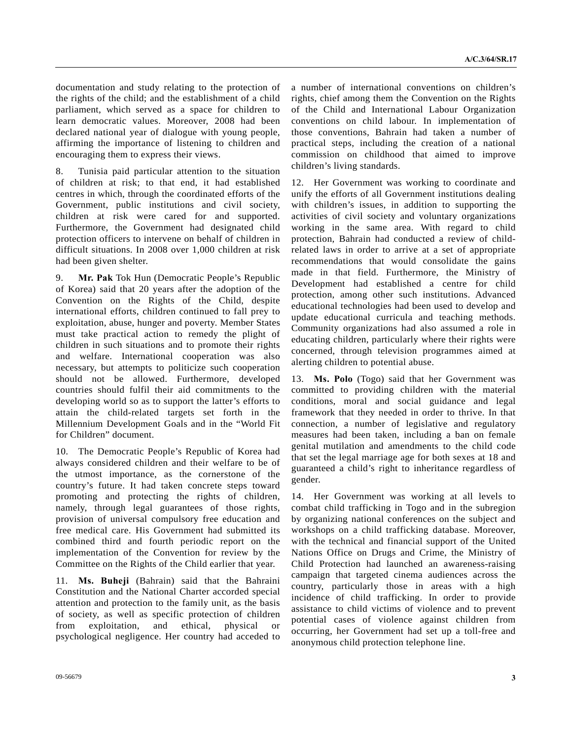documentation and study relating to the protection of the rights of the child; and the establishment of a child parliament, which served as a space for children to learn democratic values. Moreover, 2008 had been declared national year of dialogue with young people, affirming the importance of listening to children and encouraging them to express their views.

8. Tunisia paid particular attention to the situation of children at risk; to that end, it had established centres in which, through the coordinated efforts of the Government, public institutions and civil society, children at risk were cared for and supported. Furthermore, the Government had designated child protection officers to intervene on behalf of children in difficult situations. In 2008 over 1,000 children at risk had been given shelter.

9. **Mr. Pak** Tok Hun (Democratic People's Republic of Korea) said that 20 years after the adoption of the Convention on the Rights of the Child, despite international efforts, children continued to fall prey to exploitation, abuse, hunger and poverty. Member States must take practical action to remedy the plight of children in such situations and to promote their rights and welfare. International cooperation was also necessary, but attempts to politicize such cooperation should not be allowed. Furthermore, developed countries should fulfil their aid commitments to the developing world so as to support the latter's efforts to attain the child-related targets set forth in the Millennium Development Goals and in the "World Fit for Children" document.

10. The Democratic People's Republic of Korea had always considered children and their welfare to be of the utmost importance, as the cornerstone of the country's future. It had taken concrete steps toward promoting and protecting the rights of children, namely, through legal guarantees of those rights, provision of universal compulsory free education and free medical care. His Government had submitted its combined third and fourth periodic report on the implementation of the Convention for review by the Committee on the Rights of the Child earlier that year.

11. **Ms. Buheji** (Bahrain) said that the Bahraini Constitution and the National Charter accorded special attention and protection to the family unit, as the basis of society, as well as specific protection of children from exploitation, and ethical, physical or psychological negligence. Her country had acceded to a number of international conventions on children's rights, chief among them the Convention on the Rights of the Child and International Labour Organization conventions on child labour. In implementation of those conventions, Bahrain had taken a number of practical steps, including the creation of a national commission on childhood that aimed to improve children's living standards.

12. Her Government was working to coordinate and unify the efforts of all Government institutions dealing with children's issues, in addition to supporting the activities of civil society and voluntary organizations working in the same area. With regard to child protection, Bahrain had conducted a review of child-related laws in order to arrive at a set of appropriate recommendations that would consolidate the gains made in that field. Furthermore, the Ministry of Development had established a centre for child protection, among other such institutions. Advanced educational technologies had been used to develop and update educational curricula and teaching methods. Community organizations had also assumed a role in educating children, particularly where their rights were concerned, through television programmes aimed at alerting children to potential abuse.

13. **Ms. Polo** (Togo) said that her Government was committed to providing children with the material conditions, moral and social guidance and legal framework that they needed in order to thrive. In that connection, a number of legislative and regulatory measures had been taken, including a ban on female genital mutilation and amendments to the child code that set the legal marriage age for both sexes at 18 and guaranteed a child's right to inheritance regardless of gender.

14. Her Government was working at all levels to combat child trafficking in Togo and in the subregion by organizing national conferences on the subject and workshops on a child trafficking database. Moreover, with the technical and financial support of the United Nations Office on Drugs and Crime, the Ministry of Child Protection had launched an awareness-raising campaign that targeted cinema audiences across the country, particularly those in areas with a high incidence of child trafficking. In order to provide assistance to child victims of violence and to prevent potential cases of violence against children from occurring, her Government had set up a toll-free and anonymous child protection telephone line.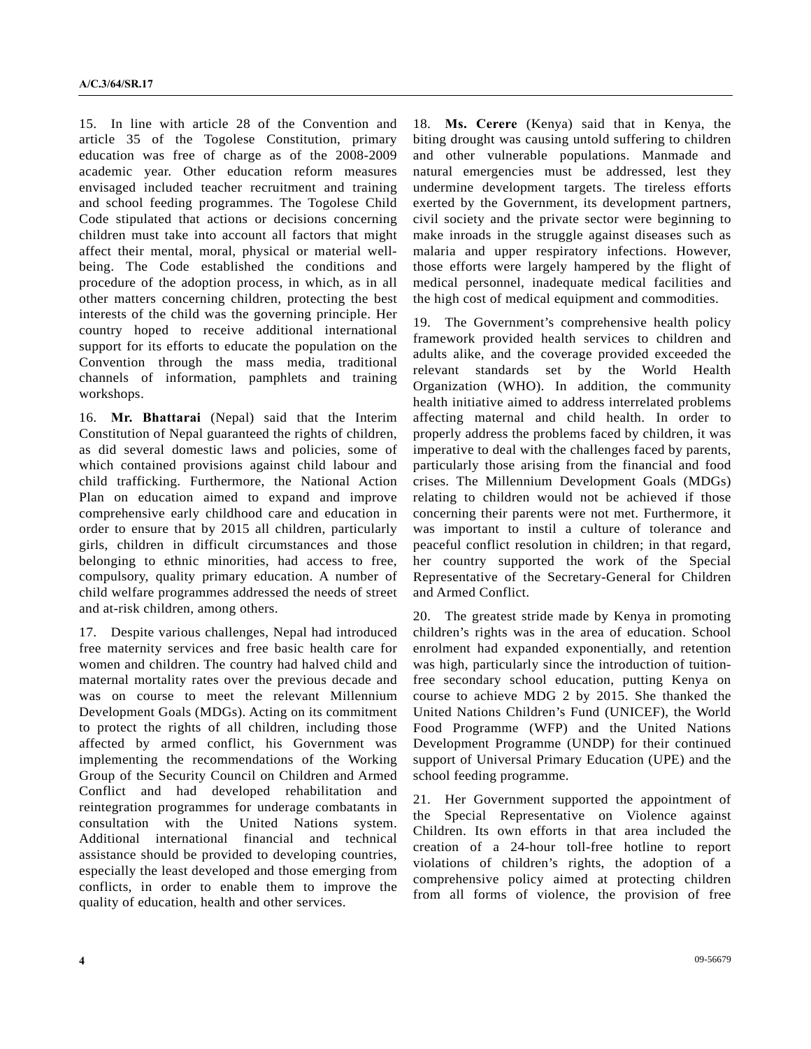15. In line with article 28 of the Convention and article 35 of the Togolese Constitution, primary education was free of charge as of the 2008-2009 academic year. Other education reform measures envisaged included teacher recruitment and training and school feeding programmes. The Togolese Child Code stipulated that actions or decisions concerning children must take into account all factors that might affect their mental, moral, physical or material well-being. The Code established the conditions and procedure of the adoption process, in which, as in all other matters concerning children, protecting the best interests of the child was the governing principle. Her country hoped to receive additional international support for its efforts to educate the population on the Convention through the mass media, traditional channels of information, pamphlets and training workshops.

16. **Mr. Bhattarai** (Nepal) said that the Interim Constitution of Nepal guaranteed the rights of children, as did several domestic laws and policies, some of which contained provisions against child labour and child trafficking. Furthermore, the National Action Plan on education aimed to expand and improve comprehensive early childhood care and education in order to ensure that by 2015 all children, particularly girls, children in difficult circumstances and those belonging to ethnic minorities, had access to free, compulsory, quality primary education. A number of child welfare programmes addressed the needs of street and at-risk children, among others.

17. Despite various challenges, Nepal had introduced free maternity services and free basic health care for women and children. The country had halved child and maternal mortality rates over the previous decade and was on course to meet the relevant Millennium Development Goals (MDGs). Acting on its commitment to protect the rights of all children, including those affected by armed conflict, his Government was implementing the recommendations of the Working Group of the Security Council on Children and Armed Conflict and had developed rehabilitation and reintegration programmes for underage combatants in consultation with the United Nations system. Additional international financial and technical assistance should be provided to developing countries, especially the least developed and those emerging from conflicts, in order to enable them to improve the quality of education, health and other services.

18. **Ms. Cerere** (Kenya) said that in Kenya, the biting drought was causing untold suffering to children and other vulnerable populations. Manmade and natural emergencies must be addressed, lest they undermine development targets. The tireless efforts exerted by the Government, its development partners, civil society and the private sector were beginning to make inroads in the struggle against diseases such as malaria and upper respiratory infections. However, those efforts were largely hampered by the flight of medical personnel, inadequate medical facilities and the high cost of medical equipment and commodities.

19. The Government's comprehensive health policy framework provided health services to children and adults alike, and the coverage provided exceeded the relevant standards set by the World Health Organization (WHO). In addition, the community health initiative aimed to address interrelated problems affecting maternal and child health. In order to properly address the problems faced by children, it was imperative to deal with the challenges faced by parents, particularly those arising from the financial and food crises. The Millennium Development Goals (MDGs) relating to children would not be achieved if those concerning their parents were not met. Furthermore, it was important to instil a culture of tolerance and peaceful conflict resolution in children; in that regard, her country supported the work of the Special Representative of the Secretary-General for Children and Armed Conflict.

20. The greatest stride made by Kenya in promoting children's rights was in the area of education. School enrolment had expanded exponentially, and retention was high, particularly since the introduction of tuition-free secondary school education, putting Kenya on course to achieve MDG 2 by 2015. She thanked the United Nations Children's Fund (UNICEF), the World Food Programme (WFP) and the United Nations Development Programme (UNDP) for their continued support of Universal Primary Education (UPE) and the school feeding programme.

21. Her Government supported the appointment of the Special Representative on Violence against Children. Its own efforts in that area included the creation of a 24-hour toll-free hotline to report violations of children's rights, the adoption of a comprehensive policy aimed at protecting children from all forms of violence, the provision of free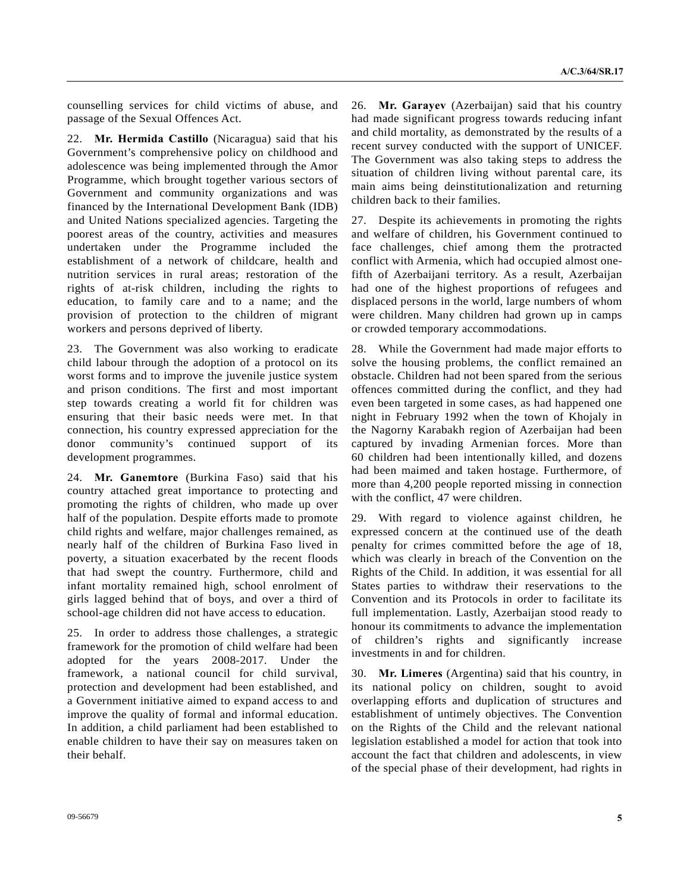counselling services for child victims of abuse, and passage of the Sexual Offences Act.

22. **Mr. Hermida Castillo** (Nicaragua) said that his Government's comprehensive policy on childhood and adolescence was being implemented through the Amor Programme, which brought together various sectors of Government and community organizations and was financed by the International Development Bank (IDB) and United Nations specialized agencies. Targeting the poorest areas of the country, activities and measures undertaken under the Programme included the establishment of a network of childcare, health and nutrition services in rural areas; restoration of the rights of at-risk children, including the rights to education, to family care and to a name; and the provision of protection to the children of migrant workers and persons deprived of liberty.

23. The Government was also working to eradicate child labour through the adoption of a protocol on its worst forms and to improve the juvenile justice system and prison conditions. The first and most important step towards creating a world fit for children was ensuring that their basic needs were met. In that connection, his country expressed appreciation for the donor community's continued support of its development programmes.

24. **Mr. Ganemtore** (Burkina Faso) said that his country attached great importance to protecting and promoting the rights of children, who made up over half of the population. Despite efforts made to promote child rights and welfare, major challenges remained, as nearly half of the children of Burkina Faso lived in poverty, a situation exacerbated by the recent floods that had swept the country. Furthermore, child and infant mortality remained high, school enrolment of girls lagged behind that of boys, and over a third of school-age children did not have access to education.

25. In order to address those challenges, a strategic framework for the promotion of child welfare had been adopted for the years 2008-2017. Under the framework, a national council for child survival, protection and development had been established, and a Government initiative aimed to expand access to and improve the quality of formal and informal education. In addition, a child parliament had been established to enable children to have their say on measures taken on their behalf.

26. **Mr. Garayev** (Azerbaijan) said that his country had made significant progress towards reducing infant and child mortality, as demonstrated by the results of a recent survey conducted with the support of UNICEF. The Government was also taking steps to address the situation of children living without parental care, its main aims being deinstitutionalization and returning children back to their families.

27. Despite its achievements in promoting the rights and welfare of children, his Government continued to face challenges, chief among them the protracted conflict with Armenia, which had occupied almost one-fifth of Azerbaijani territory. As a result, Azerbaijan had one of the highest proportions of refugees and displaced persons in the world, large numbers of whom were children. Many children had grown up in camps or crowded temporary accommodations.

28. While the Government had made major efforts to solve the housing problems, the conflict remained an obstacle. Children had not been spared from the serious offences committed during the conflict, and they had even been targeted in some cases, as had happened one night in February 1992 when the town of Khojaly in the Nagorny Karabakh region of Azerbaijan had been captured by invading Armenian forces. More than 60 children had been intentionally killed, and dozens had been maimed and taken hostage. Furthermore, of more than 4,200 people reported missing in connection with the conflict, 47 were children.

29. With regard to violence against children, he expressed concern at the continued use of the death penalty for crimes committed before the age of 18, which was clearly in breach of the Convention on the Rights of the Child. In addition, it was essential for all States parties to withdraw their reservations to the Convention and its Protocols in order to facilitate its full implementation. Lastly, Azerbaijan stood ready to honour its commitments to advance the implementation of children's rights and significantly increase investments in and for children.

30. **Mr. Limeres** (Argentina) said that his country, in its national policy on children, sought to avoid overlapping efforts and duplication of structures and establishment of untimely objectives. The Convention on the Rights of the Child and the relevant national legislation established a model for action that took into account the fact that children and adolescents, in view of the special phase of their development, had rights in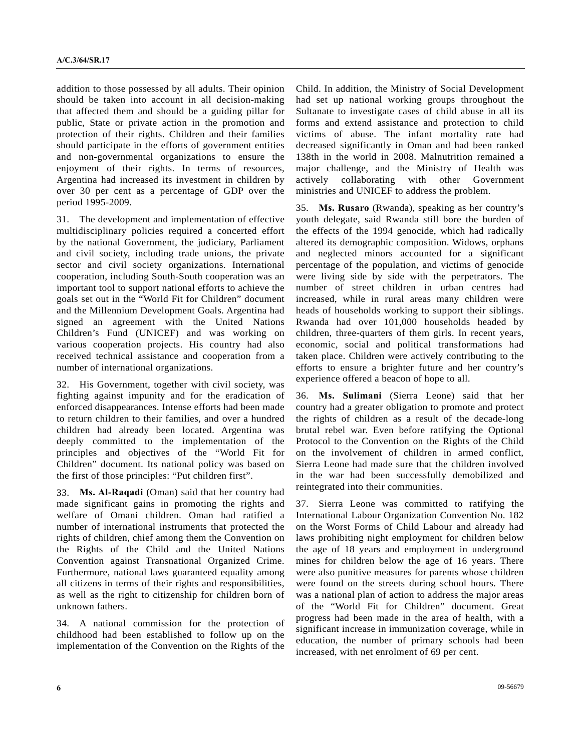addition to those possessed by all adults. Their opinion should be taken into account in all decision-making that affected them and should be a guiding pillar for public, State or private action in the promotion and protection of their rights. Children and their families should participate in the efforts of government entities and non-governmental organizations to ensure the enjoyment of their rights. In terms of resources, Argentina had increased its investment in children by over 30 per cent as a percentage of GDP over the period 1995-2009.

31. The development and implementation of effective multidisciplinary policies required a concerted effort by the national Government, the judiciary, Parliament and civil society, including trade unions, the private sector and civil society organizations. International cooperation, including South-South cooperation was an important tool to support national efforts to achieve the goals set out in the "World Fit for Children" document and the Millennium Development Goals. Argentina had signed an agreement with the United Nations Children's Fund (UNICEF) and was working on various cooperation projects. His country had also received technical assistance and cooperation from a number of international organizations.

32. His Government, together with civil society, was fighting against impunity and for the eradication of enforced disappearances. Intense efforts had been made to return children to their families, and over a hundred children had already been located. Argentina was deeply committed to the implementation of the principles and objectives of the "World Fit for Children" document. Its national policy was based on the first of those principles: "Put children first".

33. **Ms. Al-Raqadi** (Oman) said that her country had made significant gains in promoting the rights and welfare of Omani children. Oman had ratified a number of international instruments that protected the rights of children, chief among them the Convention on the Rights of the Child and the United Nations Convention against Transnational Organized Crime. Furthermore, national laws guaranteed equality among all citizens in terms of their rights and responsibilities, as well as the right to citizenship for children born of unknown fathers.

34. A national commission for the protection of childhood had been established to follow up on the implementation of the Convention on the Rights of the Child. In addition, the Ministry of Social Development had set up national working groups throughout the Sultanate to investigate cases of child abuse in all its forms and extend assistance and protection to child victims of abuse. The infant mortality rate had decreased significantly in Oman and had been ranked 138th in the world in 2008. Malnutrition remained a major challenge, and the Ministry of Health was actively collaborating with other Government ministries and UNICEF to address the problem.

35. **Ms. Rusaro** (Rwanda), speaking as her country's youth delegate, said Rwanda still bore the burden of the effects of the 1994 genocide, which had radically altered its demographic composition. Widows, orphans and neglected minors accounted for a significant percentage of the population, and victims of genocide were living side by side with the perpetrators. The number of street children in urban centres had increased, while in rural areas many children were heads of households working to support their siblings. Rwanda had over 101,000 households headed by children, three-quarters of them girls. In recent years, economic, social and political transformations had taken place. Children were actively contributing to the efforts to ensure a brighter future and her country's experience offered a beacon of hope to all.

36. **Ms. Sulimani** (Sierra Leone) said that her country had a greater obligation to promote and protect the rights of children as a result of the decade-long brutal rebel war. Even before ratifying the Optional Protocol to the Convention on the Rights of the Child on the involvement of children in armed conflict, Sierra Leone had made sure that the children involved in the war had been successfully demobilized and reintegrated into their communities.

37. Sierra Leone was committed to ratifying the International Labour Organization Convention No. 182 on the Worst Forms of Child Labour and already had laws prohibiting night employment for children below the age of 18 years and employment in underground mines for children below the age of 16 years. There were also punitive measures for parents whose children were found on the streets during school hours. There was a national plan of action to address the major areas of the "World Fit for Children" document. Great progress had been made in the area of health, with a significant increase in immunization coverage, while in education, the number of primary schools had been increased, with net enrolment of 69 per cent.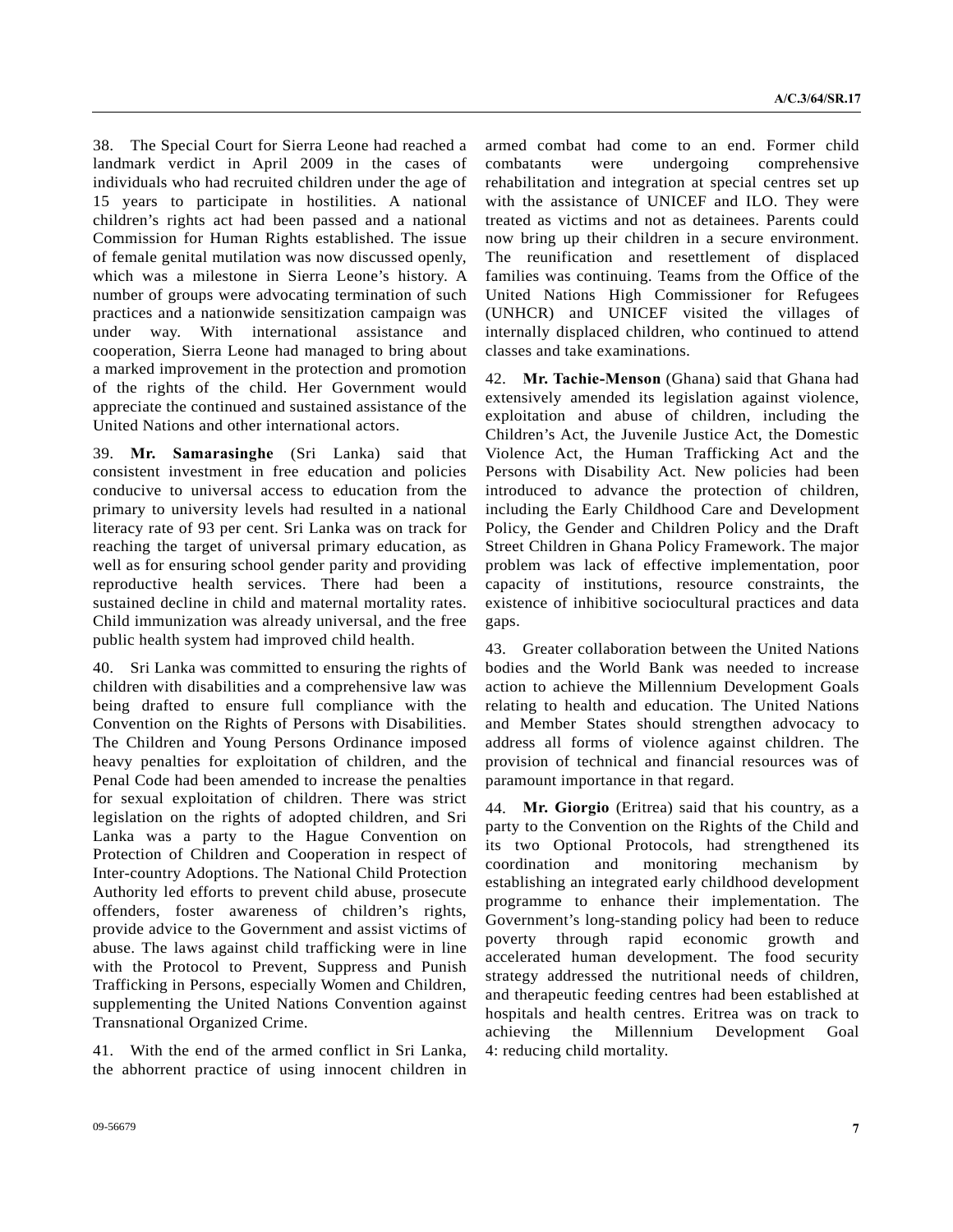38. The Special Court for Sierra Leone had reached a landmark verdict in April 2009 in the cases of individuals who had recruited children under the age of 15 years to participate in hostilities. A national children's rights act had been passed and a national Commission for Human Rights established. The issue of female genital mutilation was now discussed openly, which was a milestone in Sierra Leone's history. A number of groups were advocating termination of such practices and a nationwide sensitization campaign was under way. With international assistance and cooperation, Sierra Leone had managed to bring about a marked improvement in the protection and promotion of the rights of the child. Her Government would appreciate the continued and sustained assistance of the United Nations and other international actors.

39. **Mr. Samarasinghe** (Sri Lanka) said that consistent investment in free education and policies conducive to universal access to education from the primary to university levels had resulted in a national literacy rate of 93 per cent. Sri Lanka was on track for reaching the target of universal primary education, as well as for ensuring school gender parity and providing reproductive health services. There had been a sustained decline in child and maternal mortality rates. Child immunization was already universal, and the free public health system had improved child health.

40. Sri Lanka was committed to ensuring the rights of children with disabilities and a comprehensive law was being drafted to ensure full compliance with the Convention on the Rights of Persons with Disabilities. The Children and Young Persons Ordinance imposed heavy penalties for exploitation of children, and the Penal Code had been amended to increase the penalties for sexual exploitation of children. There was strict legislation on the rights of adopted children, and Sri Lanka was a party to the Hague Convention on Protection of Children and Cooperation in respect of Inter-country Adoptions. The National Child Protection Authority led efforts to prevent child abuse, prosecute offenders, foster awareness of children's rights, provide advice to the Government and assist victims of abuse. The laws against child trafficking were in line with the Protocol to Prevent, Suppress and Punish Trafficking in Persons, especially Women and Children, supplementing the United Nations Convention against Transnational Organized Crime.

41. With the end of the armed conflict in Sri Lanka, the abhorrent practice of using innocent children in armed combat had come to an end. Former child combatants were undergoing comprehensive rehabilitation and integration at special centres set up with the assistance of UNICEF and ILO. They were treated as victims and not as detainees. Parents could now bring up their children in a secure environment. The reunification and resettlement of displaced families was continuing. Teams from the Office of the United Nations High Commissioner for Refugees (UNHCR) and UNICEF visited the villages of internally displaced children, who continued to attend classes and take examinations.

42. **Mr. Tachie-Menson** (Ghana) said that Ghana had extensively amended its legislation against violence, exploitation and abuse of children, including the Children's Act, the Juvenile Justice Act, the Domestic Violence Act, the Human Trafficking Act and the Persons with Disability Act. New policies had been introduced to advance the protection of children, including the Early Childhood Care and Development Policy, the Gender and Children Policy and the Draft Street Children in Ghana Policy Framework. The major problem was lack of effective implementation, poor capacity of institutions, resource constraints, the existence of inhibitive sociocultural practices and data gaps.

43. Greater collaboration between the United Nations bodies and the World Bank was needed to increase action to achieve the Millennium Development Goals relating to health and education. The United Nations and Member States should strengthen advocacy to address all forms of violence against children. The provision of technical and financial resources was of paramount importance in that regard.

44. **Mr. Giorgio** (Eritrea) said that his country, as a party to the Convention on the Rights of the Child and its two Optional Protocols, had strengthened its coordination and monitoring mechanism by establishing an integrated early childhood development programme to enhance their implementation. The Government's long-standing policy had been to reduce poverty through rapid economic growth and accelerated human development. The food security strategy addressed the nutritional needs of children, and therapeutic feeding centres had been established at hospitals and health centres. Eritrea was on track to achieving the Millennium Development Goal 4: reducing child mortality.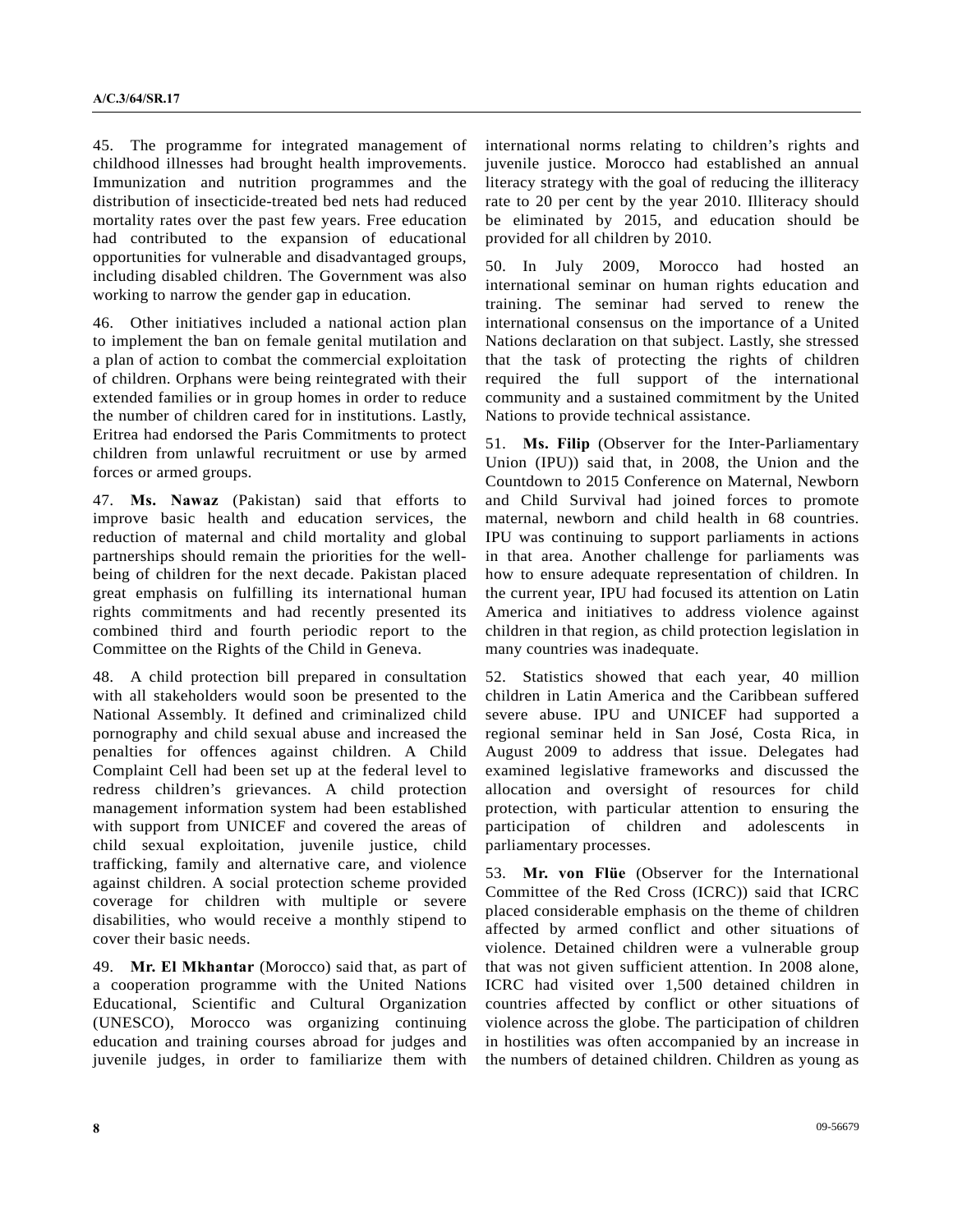45. The programme for integrated management of childhood illnesses had brought health improvements. Immunization and nutrition programmes and the distribution of insecticide-treated bed nets had reduced mortality rates over the past few years. Free education had contributed to the expansion of educational opportunities for vulnerable and disadvantaged groups, including disabled children. The Government was also working to narrow the gender gap in education.

46. Other initiatives included a national action plan to implement the ban on female genital mutilation and a plan of action to combat the commercial exploitation of children. Orphans were being reintegrated with their extended families or in group homes in order to reduce the number of children cared for in institutions. Lastly, Eritrea had endorsed the Paris Commitments to protect children from unlawful recruitment or use by armed forces or armed groups.

47. **Ms. Nawaz** (Pakistan) said that efforts to improve basic health and education services, the reduction of maternal and child mortality and global partnerships should remain the priorities for the well-being of children for the next decade. Pakistan placed great emphasis on fulfilling its international human rights commitments and had recently presented its combined third and fourth periodic report to the Committee on the Rights of the Child in Geneva.

48. A child protection bill prepared in consultation with all stakeholders would soon be presented to the National Assembly. It defined and criminalized child pornography and child sexual abuse and increased the penalties for offences against children. A Child Complaint Cell had been set up at the federal level to redress children's grievances. A child protection management information system had been established with support from UNICEF and covered the areas of child sexual exploitation, juvenile justice, child trafficking, family and alternative care, and violence against children. A social protection scheme provided coverage for children with multiple or severe disabilities, who would receive a monthly stipend to cover their basic needs.

49. **Mr. El Mkhantar** (Morocco) said that, as part of a cooperation programme with the United Nations Educational, Scientific and Cultural Organization (UNESCO), Morocco was organizing continuing education and training courses abroad for judges and juvenile judges, in order to familiarize them with international norms relating to children's rights and juvenile justice. Morocco had established an annual literacy strategy with the goal of reducing the illiteracy rate to 20 per cent by the year 2010. Illiteracy should be eliminated by 2015, and education should be provided for all children by 2010.

50. In July 2009, Morocco had hosted an international seminar on human rights education and training. The seminar had served to renew the international consensus on the importance of a United Nations declaration on that subject. Lastly, she stressed that the task of protecting the rights of children required the full support of the international community and a sustained commitment by the United Nations to provide technical assistance.

51. **Ms. Filip** (Observer for the Inter-Parliamentary Union (IPU)) said that, in 2008, the Union and the Countdown to 2015 Conference on Maternal, Newborn and Child Survival had joined forces to promote maternal, newborn and child health in 68 countries. IPU was continuing to support parliaments in actions in that area. Another challenge for parliaments was how to ensure adequate representation of children. In the current year, IPU had focused its attention on Latin America and initiatives to address violence against children in that region, as child protection legislation in many countries was inadequate.

52. Statistics showed that each year, 40 million children in Latin America and the Caribbean suffered severe abuse. IPU and UNICEF had supported a regional seminar held in San José, Costa Rica, in August 2009 to address that issue. Delegates had examined legislative frameworks and discussed the allocation and oversight of resources for child protection, with particular attention to ensuring the participation of children and adolescents in parliamentary processes.

53. **Mr. von Flüe** (Observer for the International Committee of the Red Cross (ICRC)) said that ICRC placed considerable emphasis on the theme of children affected by armed conflict and other situations of violence. Detained children were a vulnerable group that was not given sufficient attention. In 2008 alone, ICRC had visited over 1,500 detained children in countries affected by conflict or other situations of violence across the globe. The participation of children in hostilities was often accompanied by an increase in the numbers of detained children. Children as young as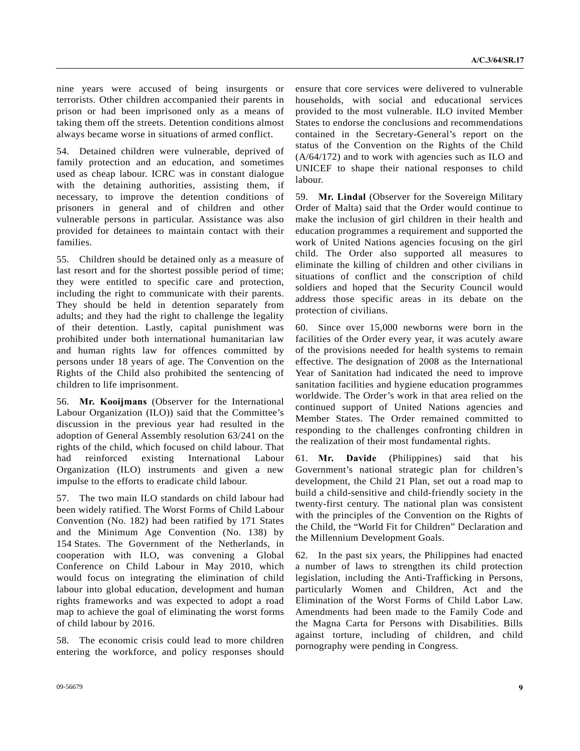nine years were accused of being insurgents or terrorists. Other children accompanied their parents in prison or had been imprisoned only as a means of taking them off the streets. Detention conditions almost always became worse in situations of armed conflict.

54. Detained children were vulnerable, deprived of family protection and an education, and sometimes used as cheap labour. ICRC was in constant dialogue with the detaining authorities, assisting them, if necessary, to improve the detention conditions of prisoners in general and of children and other vulnerable persons in particular. Assistance was also provided for detainees to maintain contact with their families.

55. Children should be detained only as a measure of last resort and for the shortest possible period of time; they were entitled to specific care and protection, including the right to communicate with their parents. They should be held in detention separately from adults; and they had the right to challenge the legality of their detention. Lastly, capital punishment was prohibited under both international humanitarian law and human rights law for offences committed by persons under 18 years of age. The Convention on the Rights of the Child also prohibited the sentencing of children to life imprisonment.

56. **Mr. Kooijmans** (Observer for the International Labour Organization (ILO)) said that the Committee's discussion in the previous year had resulted in the adoption of General Assembly resolution 63/241 on the rights of the child, which focused on child labour. That had reinforced existing International Labour Organization (ILO) instruments and given a new impulse to the efforts to eradicate child labour.

57. The two main ILO standards on child labour had been widely ratified. The Worst Forms of Child Labour Convention (No. 182) had been ratified by 171 States and the Minimum Age Convention (No. 138) by 154 States. The Government of the Netherlands, in cooperation with ILO, was convening a Global Conference on Child Labour in May 2010, which would focus on integrating the elimination of child labour into global education, development and human rights frameworks and was expected to adopt a road map to achieve the goal of eliminating the worst forms of child labour by 2016.

58. The economic crisis could lead to more children entering the workforce, and policy responses should ensure that core services were delivered to vulnerable households, with social and educational services provided to the most vulnerable. ILO invited Member States to endorse the conclusions and recommendations contained in the Secretary-General's report on the status of the Convention on the Rights of the Child (A/64/172) and to work with agencies such as ILO and UNICEF to shape their national responses to child labour.

59. **Mr. Lindal** (Observer for the Sovereign Military Order of Malta) said that the Order would continue to make the inclusion of girl children in their health and education programmes a requirement and supported the work of United Nations agencies focusing on the girl child. The Order also supported all measures to eliminate the killing of children and other civilians in situations of conflict and the conscription of child soldiers and hoped that the Security Council would address those specific areas in its debate on the protection of civilians.

60. Since over 15,000 newborns were born in the facilities of the Order every year, it was acutely aware of the provisions needed for health systems to remain effective. The designation of 2008 as the International Year of Sanitation had indicated the need to improve sanitation facilities and hygiene education programmes worldwide. The Order's work in that area relied on the continued support of United Nations agencies and Member States. The Order remained committed to responding to the challenges confronting children in the realization of their most fundamental rights.

61. **Mr. Davide** (Philippines) said that his Government's national strategic plan for children's development, the Child 21 Plan, set out a road map to build a child-sensitive and child-friendly society in the twenty-first century. The national plan was consistent with the principles of the Convention on the Rights of the Child, the "World Fit for Children" Declaration and the Millennium Development Goals.

62. In the past six years, the Philippines had enacted a number of laws to strengthen its child protection legislation, including the Anti-Trafficking in Persons, particularly Women and Children, Act and the Elimination of the Worst Forms of Child Labor Law. Amendments had been made to the Family Code and the Magna Carta for Persons with Disabilities. Bills against torture, including of children, and child pornography were pending in Congress.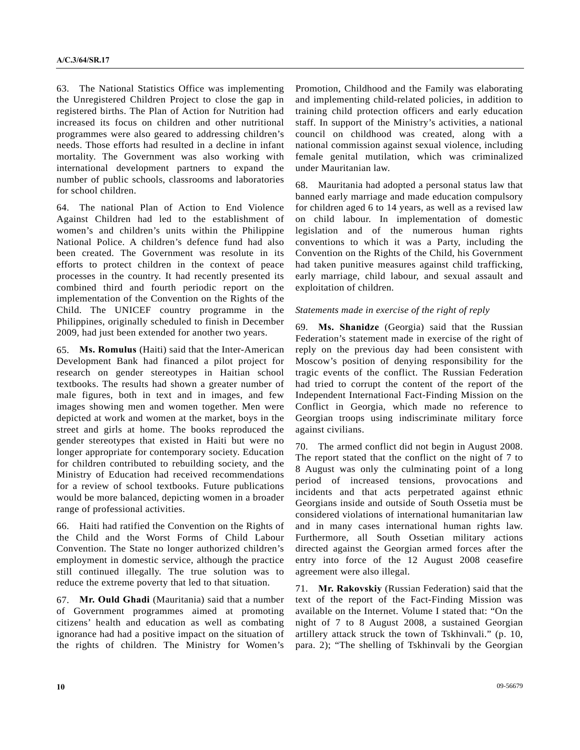63. The National Statistics Office was implementing the Unregistered Children Project to close the gap in registered births. The Plan of Action for Nutrition had increased its focus on children and other nutritional programmes were also geared to addressing children's needs. Those efforts had resulted in a decline in infant mortality. The Government was also working with international development partners to expand the number of public schools, classrooms and laboratories for school children.

64. The national Plan of Action to End Violence Against Children had led to the establishment of women's and children's units within the Philippine National Police. A children's defence fund had also been created. The Government was resolute in its efforts to protect children in the context of peace processes in the country. It had recently presented its combined third and fourth periodic report on the implementation of the Convention on the Rights of the Child. The UNICEF country programme in the Philippines, originally scheduled to finish in December 2009, had just been extended for another two years.

65. **Ms. Romulus** (Haiti) said that the Inter-American Development Bank had financed a pilot project for research on gender stereotypes in Haitian school textbooks. The results had shown a greater number of male figures, both in text and in images, and few images showing men and women together. Men were depicted at work and women at the market, boys in the street and girls at home. The books reproduced the gender stereotypes that existed in Haiti but were no longer appropriate for contemporary society. Education for children contributed to rebuilding society, and the Ministry of Education had received recommendations for a review of school textbooks. Future publications would be more balanced, depicting women in a broader range of professional activities.

66. Haiti had ratified the Convention on the Rights of the Child and the Worst Forms of Child Labour Convention. The State no longer authorized children's employment in domestic service, although the practice still continued illegally. The true solution was to reduce the extreme poverty that led to that situation.

67. **Mr. Ould Ghadi** (Mauritania) said that a number of Government programmes aimed at promoting citizens' health and education as well as combating ignorance had had a positive impact on the situation of the rights of children. The Ministry for Women's Promotion, Childhood and the Family was elaborating and implementing child-related policies, in addition to training child protection officers and early education staff. In support of the Ministry's activities, a national council on childhood was created, along with a national commission against sexual violence, including female genital mutilation, which was criminalized under Mauritanian law.

68. Mauritania had adopted a personal status law that banned early marriage and made education compulsory for children aged 6 to 14 years, as well as a revised law on child labour. In implementation of domestic legislation and of the numerous human rights conventions to which it was a Party, including the Convention on the Rights of the Child, his Government had taken punitive measures against child trafficking, early marriage, child labour, and sexual assault and exploitation of children.

*Statements made in exercise of the right of reply*

69. **Ms. Shanidze** (Georgia) said that the Russian Federation's statement made in exercise of the right of reply on the previous day had been consistent with Moscow's position of denying responsibility for the tragic events of the conflict. The Russian Federation had tried to corrupt the content of the report of the Independent International Fact-Finding Mission on the Conflict in Georgia, which made no reference to Georgian troops using indiscriminate military force against civilians.

70. The armed conflict did not begin in August 2008. The report stated that the conflict on the night of 7 to 8 August was only the culminating point of a long period of increased tensions, provocations and incidents and that acts perpetrated against ethnic Georgians inside and outside of South Ossetia must be considered violations of international humanitarian law and in many cases international human rights law. Furthermore, all South Ossetian military actions directed against the Georgian armed forces after the entry into force of the 12 August 2008 ceasefire agreement were also illegal.

71. **Mr. Rakovskiy** (Russian Federation) said that the text of the report of the Fact-Finding Mission was available on the Internet. Volume I stated that: "On the night of 7 to 8 August 2008, a sustained Georgian artillery attack struck the town of Tskhinvali." (p. 10, para. 2); "The shelling of Tskhinvali by the Georgian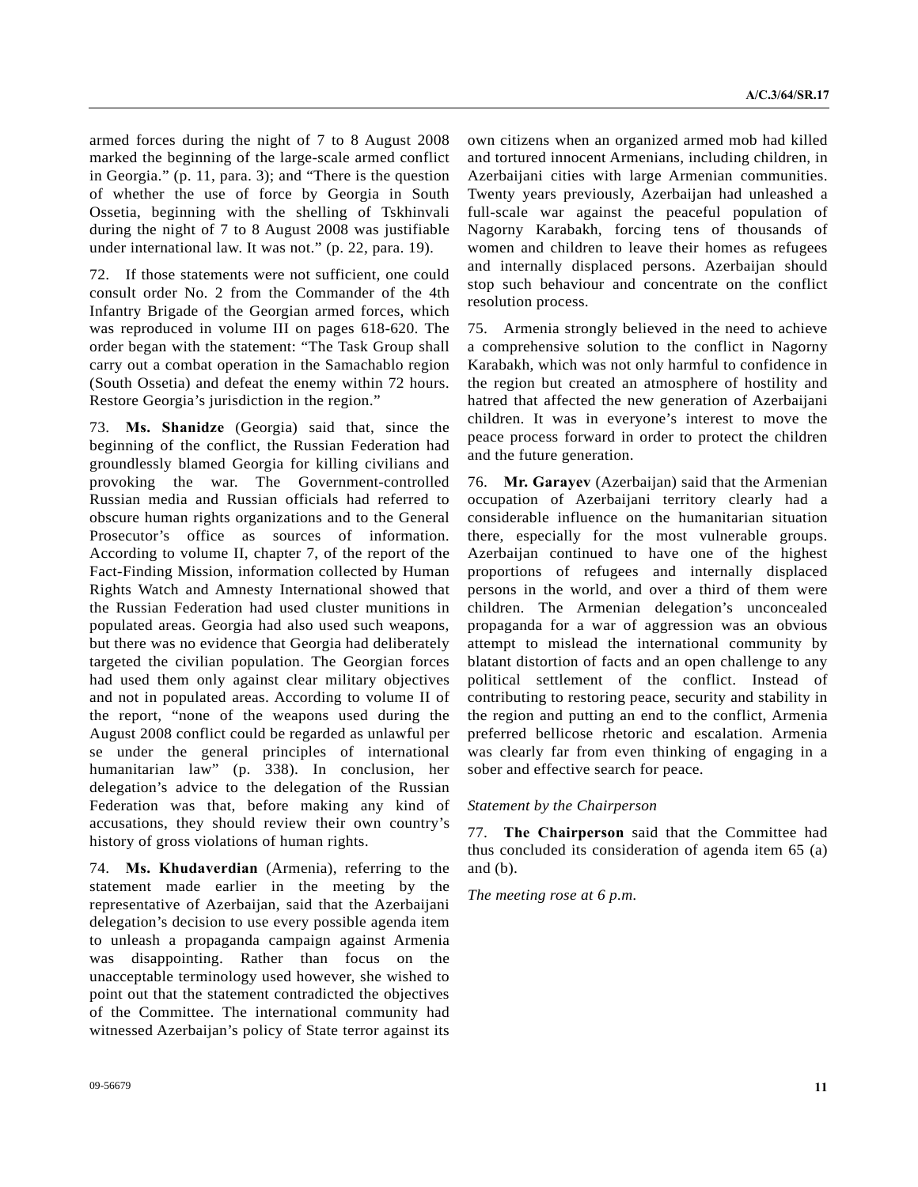armed forces during the night of 7 to 8 August 2008 marked the beginning of the large-scale armed conflict in Georgia." (p. 11, para. 3); and "There is the question of whether the use of force by Georgia in South Ossetia, beginning with the shelling of Tskhinvali during the night of 7 to 8 August 2008 was justifiable under international law. It was not." (p. 22, para. 19).

72. If those statements were not sufficient, one could consult order No. 2 from the Commander of the 4th Infantry Brigade of the Georgian armed forces, which was reproduced in volume III on pages 618-620. The order began with the statement: "The Task Group shall carry out a combat operation in the Samachablo region (South Ossetia) and defeat the enemy within 72 hours. Restore Georgia's jurisdiction in the region."

73. **Ms. Shanidze** (Georgia) said that, since the beginning of the conflict, the Russian Federation had groundlessly blamed Georgia for killing civilians and provoking the war. The Government-controlled Russian media and Russian officials had referred to obscure human rights organizations and to the General Prosecutor's office as sources of information. According to volume II, chapter 7, of the report of the Fact-Finding Mission, information collected by Human Rights Watch and Amnesty International showed that the Russian Federation had used cluster munitions in populated areas. Georgia had also used such weapons, but there was no evidence that Georgia had deliberately targeted the civilian population. The Georgian forces had used them only against clear military objectives and not in populated areas. According to volume II of the report, "none of the weapons used during the August 2008 conflict could be regarded as unlawful per se under the general principles of international humanitarian law" (p. 338). In conclusion, her delegation's advice to the delegation of the Russian Federation was that, before making any kind of accusations, they should review their own country's history of gross violations of human rights.

74. **Ms. Khudaverdian** (Armenia), referring to the statement made earlier in the meeting by the representative of Azerbaijan, said that the Azerbaijani delegation's decision to use every possible agenda item to unleash a propaganda campaign against Armenia was disappointing. Rather than focus on the unacceptable terminology used however, she wished to point out that the statement contradicted the objectives of the Committee. The international community had witnessed Azerbaijan's policy of State terror against its own citizens when an organized armed mob had killed and tortured innocent Armenians, including children, in Azerbaijani cities with large Armenian communities. Twenty years previously, Azerbaijan had unleashed a full-scale war against the peaceful population of Nagorny Karabakh, forcing tens of thousands of women and children to leave their homes as refugees and internally displaced persons. Azerbaijan should stop such behaviour and concentrate on the conflict resolution process.

75. Armenia strongly believed in the need to achieve a comprehensive solution to the conflict in Nagorny Karabakh, which was not only harmful to confidence in the region but created an atmosphere of hostility and hatred that affected the new generation of Azerbaijani children. It was in everyone's interest to move the peace process forward in order to protect the children and the future generation.

76. **Mr. Garayev** (Azerbaijan) said that the Armenian occupation of Azerbaijani territory clearly had a considerable influence on the humanitarian situation there, especially for the most vulnerable groups. Azerbaijan continued to have one of the highest proportions of refugees and internally displaced persons in the world, and over a third of them were children. The Armenian delegation's unconcealed propaganda for a war of aggression was an obvious attempt to mislead the international community by blatant distortion of facts and an open challenge to any political settlement of the conflict. Instead of contributing to restoring peace, security and stability in the region and putting an end to the conflict, Armenia preferred bellicose rhetoric and escalation. Armenia was clearly far from even thinking of engaging in a sober and effective search for peace.

*Statement by the Chairperson*

77. **The Chairperson** said that the Committee had thus concluded its consideration of agenda item 65 (a) and (b).

*The meeting rose at 6 p.m.*